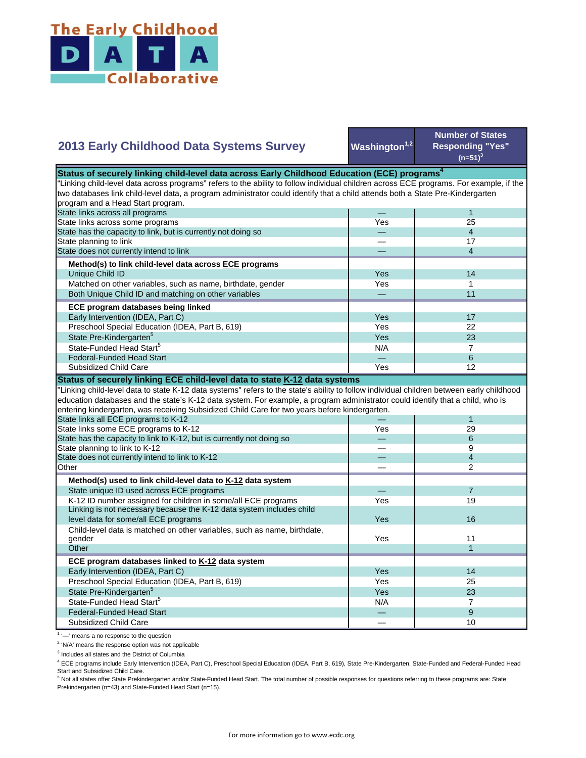The Early Childhood DATA Collaborative

| 2013 Early Childhood Data Systems Survey | Washington[1,2] | Number of States Responding "Yes" (n=51)[3] |
|---|---|---|
| **Status of securely linking child-level data across Early Childhood Education (ECE) programs[4]** | | |
| "Linking child-level data across programs" refers to the ability to follow individual children across ECE programs. For example, if the two databases link child-level data, a program administrator could identify that a child attends both a State Pre-Kindergarten program and a Head Start program. | | |
| State links across all programs | — | 1 |
| State links across some programs | Yes | 25 |
| State has the capacity to link, but is currently not doing so | — | 4 |
| State planning to link | — | 17 |
| State does not currently intend to link | — | 4 |
| **Method(s) to link child-level data across ECE programs** | | |
| Unique Child ID | Yes | 14 |
| Matched on other variables, such as name, birthdate, gender | Yes | 1 |
| Both Unique Child ID and matching on other variables | — | 11 |
| **ECE program databases being linked** | | |
| Early Intervention (IDEA, Part C) | Yes | 17 |
| Preschool Special Education (IDEA, Part B, 619) | Yes | 22 |
| State Pre-Kindergarten[5] | Yes | 23 |
| State-Funded Head Start[5] | N/A | 7 |
| Federal-Funded Head Start | — | 6 |
| Subsidized Child Care | Yes | 12 |
| **Status of securely linking ECE child-level data to state K-12 data systems** | | |
| "Linking child-level data to state K-12 data systems" refers to the state's ability to follow individual children between early childhood education databases and the state's K-12 data system. For example, a program administrator could identify that a child, who is entering kindergarten, was receiving Subsidized Child Care for two years before kindergarten. | | |
| State links all ECE programs to K-12 | — | 1 |
| State links some ECE programs to K-12 | Yes | 29 |
| State has the capacity to link to K-12, but is currently not doing so | — | 6 |
| State planning to link to K-12 | — | 9 |
| State does not currently intend to link to K-12 | — | 4 |
| Other | — | 2 |
| **Method(s) used to link child-level data to K-12 data system** | | |
| State unique ID used across ECE programs | — | 7 |
| K-12 ID number assigned for children in some/all ECE programs | Yes | 19 |
| Linking is not necessary because the K-12 data system includes child level data for some/all ECE programs | Yes | 16 |
| Child-level data is matched on other variables, such as name, birthdate, gender | Yes | 11 |
| Other | | 1 |
| **ECE program databases linked to K-12 data system** | | |
| Early Intervention (IDEA, Part C) | Yes | 14 |
| Preschool Special Education (IDEA, Part B, 619) | Yes | 25 |
| State Pre-Kindergarten[5] | Yes | 23 |
| State-Funded Head Start[5] | N/A | 7 |
| Federal-Funded Head Start | — | 9 |
| Subsidized Child Care | — | 10 |

[1] '—' means a no response to the question

[2] 'N/A' means the response option was not applicable

[3] Includes all states and the District of Columbia

[4] ECE programs include Early Intervention (IDEA, Part C), Preschool Special Education (IDEA, Part B, 619), State Pre-Kindergarten, State-Funded and Federal-Funded Head Start and Subsidized Child Care.

[5] Not all states offer State Prekindergarten and/or State-Funded Head Start. The total number of possible responses for questions referring to these programs are: State Prekindergarten (n=43) and State-Funded Head Start (n=15).

For more information go to www.ecdc.org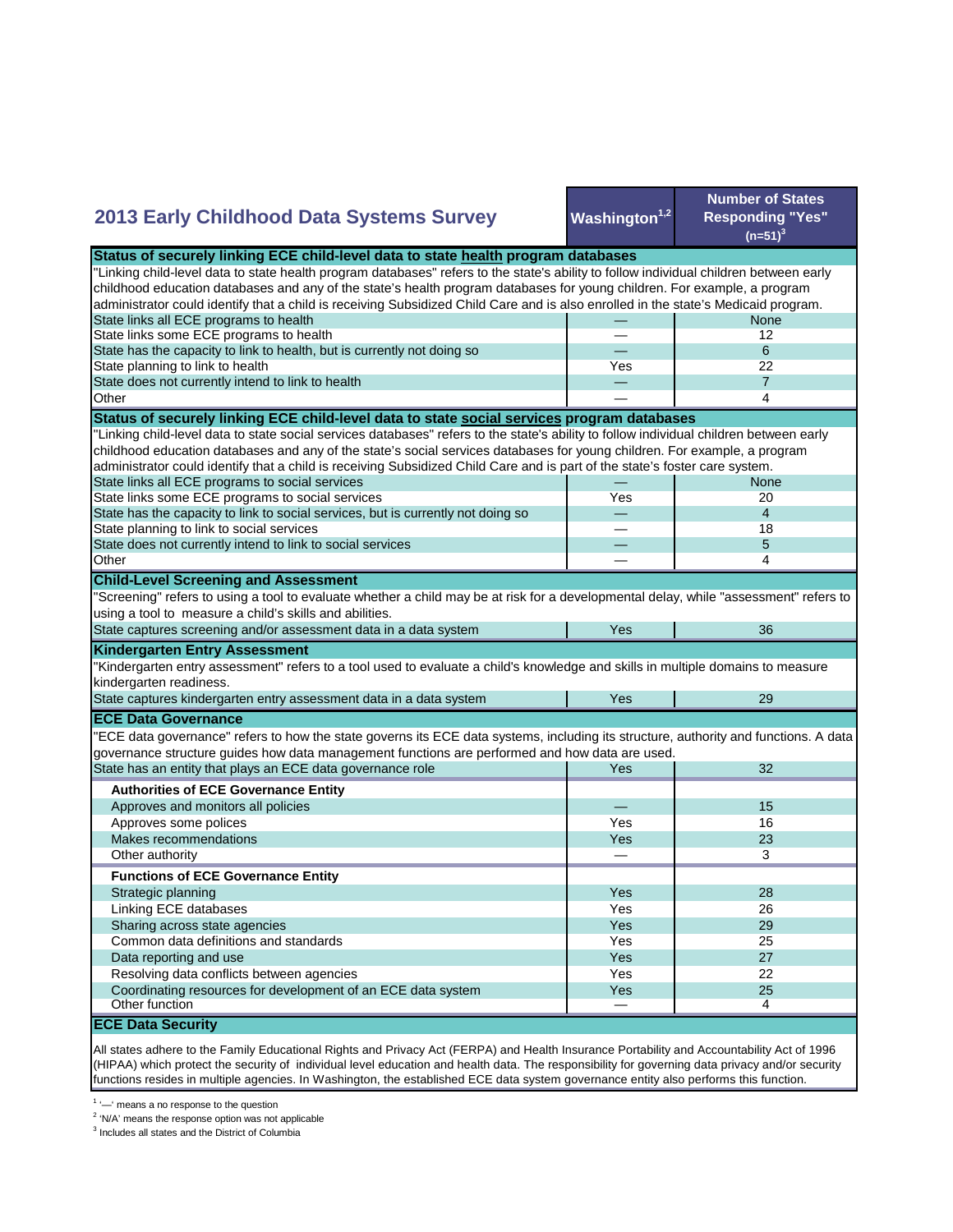| 2013 Early Childhood Data Systems Survey | Washington[1,2] | Number of States Responding "Yes" (n=51)[3] |
|---|---|---|
| **Status of securely linking ECE child-level data to state health program databases** | | |
| "Linking child-level data to state health program databases" refers to the state's ability to follow individual children between early childhood education databases and any of the state's health program databases for young children. For example, a program administrator could identify that a child is receiving Subsidized Child Care and is also enrolled in the state's Medicaid program. | | |
| State links all ECE programs to health | — | None |
| State links some ECE programs to health | — | 12 |
| State has the capacity to link to health, but is currently not doing so | — | 6 |
| State planning to link to health | Yes | 22 |
| State does not currently intend to link to health | — | 7 |
| Other | — | 4 |
| **Status of securely linking ECE child-level data to state social services program databases** | | |
| "Linking child-level data to state social services databases" refers to the state's ability to follow individual children between early childhood education databases and any of the state's social services databases for young children. For example, a program administrator could identify that a child is receiving Subsidized Child Care and is part of the state's foster care system. | | |
| State links all ECE programs to social services | — | None |
| State links some ECE programs to social services | Yes | 20 |
| State has the capacity to link to social services, but is currently not doing so | — | 4 |
| State planning to link to social services | — | 18 |
| State does not currently intend to link to social services | — | 5 |
| Other | — | 4 |
| **Child-Level Screening and Assessment** | | |
| "Screening" refers to using a tool to evaluate whether a child may be at risk for a developmental delay, while "assessment" refers to using a tool to measure a child's skills and abilities. | | |
| State captures screening and/or assessment data in a data system | Yes | 36 |
| **Kindergarten Entry Assessment** | | |
| "Kindergarten entry assessment" refers to a tool used to evaluate a child's knowledge and skills in multiple domains to measure kindergarten readiness. | | |
| State captures kindergarten entry assessment data in a data system | Yes | 29 |
| **ECE Data Governance** | | |
| "ECE data governance" refers to how the state governs its ECE data systems, including its structure, authority and functions. A data governance structure guides how data management functions are performed and how data are used. | | |
| State has an entity that plays an ECE data governance role | Yes | 32 |
| **Authorities of ECE Governance Entity** | | |
| Approves and monitors all policies | — | 15 |
| Approves some polices | Yes | 16 |
| Makes recommendations | Yes | 23 |
| Other authority | — | 3 |
| **Functions of ECE Governance Entity** | | |
| Strategic planning | Yes | 28 |
| Linking ECE databases | Yes | 26 |
| Sharing across state agencies | Yes | 29 |
| Common data definitions and standards | Yes | 25 |
| Data reporting and use | Yes | 27 |
| Resolving data conflicts between agencies | Yes | 22 |
| Coordinating resources for development of an ECE data system | Yes | 25 |
| Other function | — | 4 |
| **ECE Data Security** | | |
| All states adhere to the Family Educational Rights and Privacy Act (FERPA) and Health Insurance Portability and Accountability Act of 1996 (HIPAA) which protect the security of individual level education and health data. The responsibility for governing data privacy and/or security functions resides in multiple agencies. In Washington, the established ECE data system governance entity also performs this function. | | |

[1] '—' means a no response to the question

[2] 'N/A' means the response option was not applicable

[3] Includes all states and the District of Columbia